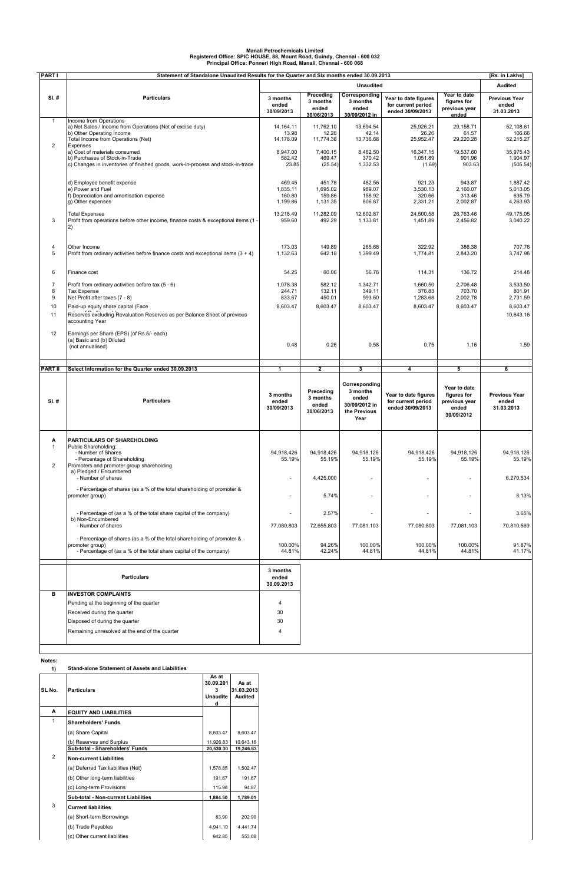**Manali Petrochemicals Limited**
**Registered Office: SPIC HOUSE, 88, Mount Road, Guindy, Chennai - 600 032**
**Principal Office: Ponneri High Road, Manali, Chennai - 600 068**

| PART I | Statement of Standalone Unaudited Results for the Quarter and Six months ended 30.09.2013 | | | | | | [Rs. in Lakhs] |
|---|---|---|---|---|---|---|---|
| | | Unaudited | | | | | Audited |
| Sl. # | Particulars | 3 months ended 30/09/2013 | Preceding 3 months ended 30/06/2013 | Corresponding 3 months ended 30/09/2012 in | Year to date figures for current period ended 30/09/2013 | Year to date figures for previous year ended | Previous Year ended 31.03.2013 |
| 1 | Income from Operations | | | | | | |
| | a) Net Sales / Income from Operations (Net of excise duty) | 14,164.11 | 11,762.10 | 13,694.54 | 25,926.21 | 29,158.71 | 52,108.61 |
| | b) Other Operating Income | 13.98 | 12.28 | 42.14 | 26.26 | 61.57 | 106.66 |
| | Total Income from Operations (Net) | 14,178.09 | 11,774.38 | 13,736.68 | 25,952.47 | 29,220.28 | 52,215.27 |
| 2 | Expenses | | | | | | |
| | a) Cost of materials consumed | 8,947.00 | 7,400.15 | 8,462.50 | 16,347.15 | 19,537.60 | 35,975.43 |
| | b) Purchases of Stock-in-Trade | 582.42 | 469.47 | 370.42 | 1,051.89 | 901.96 | 1,904.97 |
| | c) Changes in inventories of finished goods, work-in-process and stock-in-trade | 23.85 | (25.54) | 1,332.53 | (1.69) | 903.63 | (505.54) |
| | d) Employee benefit expense | 469.45 | 451.78 | 482.56 | 921.23 | 943.87 | 1,887.42 |
| | e) Power and Fuel | 1,835.11 | 1,695.02 | 989.07 | 3,530.13 | 2,160.07 | 5,013.05 |
| | f) Depreciation and amortisation expense | 160.80 | 159.86 | 158.92 | 320.66 | 313.46 | 635.79 |
| | g) Other expenses | 1,199.86 | 1,131.35 | 806.87 | 2,331.21 | 2,002.87 | 4,263.93 |
| | Total Expenses | 13,218.49 | 11,282.09 | 12,602.87 | 24,500.58 | 26,763.46 | 49,175.05 |
| 3 | Profit from operations before other income, finance costs & exceptional items (1 - 2) | 959.60 | 492.29 | 1,133.81 | 1,451.89 | 2,456.82 | 3,040.22 |
| 4 | Other Income | 173.03 | 149.89 | 265.68 | 322.92 | 386.38 | 707.76 |
| 5 | Profit from ordinary activities before finance costs and exceptional items (3 + 4) | 1,132.63 | 642.18 | 1,399.49 | 1,774.81 | 2,843.20 | 3,747.98 |
| 6 | Finance cost | 54.25 | 60.06 | 56.78 | 114.31 | 136.72 | 214.48 |
| 7 | Profit from ordinary activities before tax (5 - 6) | 1,078.38 | 582.12 | 1,342.71 | 1,660.50 | 2,706.48 | 3,533.50 |
| 8 | Tax Expense | 244.71 | 132.11 | 349.11 | 376.83 | 703.70 | 801.91 |
| 9 | Net Profit after taxes (7 - 8) | 833.67 | 450.01 | 993.60 | 1,283.68 | 2,002.78 | 2,731.59 |
| 10 | Paid-up equity share capital (Face | 8,603.47 | 8,603.47 | 8,603.47 | 8,603.47 | 8,603.47 | 8,603.47 |
| 11 | Reserves excluding Revaluation Reserves as per Balance Sheet of previous accounting Year | | | | | | 10,643.16 |
| 12 | Earnings per Share (EPS) (of Rs.5/- each) (a) Basic and (b) Diluted (not annualised) | 0.48 | 0.26 | 0.58 | 0.75 | 1.16 | 1.59 |

| PART II | Select Information for the Quarter ended 30.09.2013 | 1 | 2 | 3 | 4 | 5 | 6 |
|---|---|---|---|---|---|---|---|
| Sl. # | Particulars | 3 months ended 30/09/2013 | Preceding 3 months ended 30/06/2013 | Corresponding 3 months ended 30/09/2012 in the Previous Year | Year to date figures for current period ended 30/09/2013 | Year to date figures for previous year ended 30/09/2012 | Previous Year ended 31.03.2013 |
| A | PARTICULARS OF SHAREHOLDING | | | | | | |
| 1 | Public Shareholding: | | | | | | |
| | - Number of Shares | 94,918,426 | 94,918,426 | 94,918,126 | 94,918,426 | 94,918,126 | 94,918,126 |
| | - Percentage of Shareholding | 55.19% | 55.19% | 55.19% | 55.19% | 55.19% | 55.19% |
| 2 | Promoters and promoter group shareholding | | | | | | |
| | a) Pledged / Encumbered | | | | | | |
| | - Number of shares | - | 4,425,000 | - | - | - | 6,270,534 |
| | - Percentage of shares (as a % of the total shareholding of promoter & promoter group) | - | 5.74% | - | - | - | 8.13% |
| | - Percentage of (as a % of the total share capital of the company) | - | 2.57% | - | - | - | 3.65% |
| | b) Non-Encumbered | | | | | | |
| | - Number of shares | 77,080,803 | 72,655,803 | 77,081,103 | 77,080,803 | 77,081,103 | 70,810,569 |
| | - Percentage of shares (as a % of the total shareholding of promoter & promoter group) | 100.00% | 94.26% | 100.00% | 100.00% | 100.00% | 91.87% |
| | - Percentage of (as a % of the total share capital of the company) | 44.81% | 42.24% | 44.81% | 44.81% | 44.81% | 41.17% |

| | Particulars | 3 months ended 30.09.2013 |
|---|---|---|
| B | INVESTOR COMPLAINTS | |
| | Pending at the beginning of the quarter | 4 |
| | Received during the quarter | 30 |
| | Disposed of during the quarter | 30 |
| | Remaining unresolved at the end of the quarter | 4 |

**Notes:**

**1) Stand-alone Statement of Assets and Liabilities**

| SL No. | Particulars | As at 30.09.2013 Unaudited | As at 31.03.2013 Audited |
|---|---|---|---|
| A | EQUITY AND LIABILITIES | | |
| 1 | Shareholders' Funds | | |
| | (a) Share Capital | 8,603.47 | 8,603.47 |
| | (b) Reserves and Surplus | 11,926.83 | 10,643.16 |
| | Sub-total - Shareholders' Funds | 20,530.30 | 19,246.63 |
| 2 | Non-current Liabilities | | |
| | (a) Deferred Tax liabilities (Net) | 1,576.85 | 1,502.47 |
| | (b) Other long-term liabilities | 191.67 | 191.67 |
| | (c) Long-term Provisions | 115.98 | 94.87 |
| | Sub-total - Non-current Liabilities | 1,884.50 | 1,789.01 |
| 3 | Current liabilities | | |
| | (a) Short-term Borrowings | 83.90 | 202.90 |
| | (b) Trade Payables | 4,941.10 | 4,441.74 |
| | (c) Other current liabilities | 942.85 | 553.08 |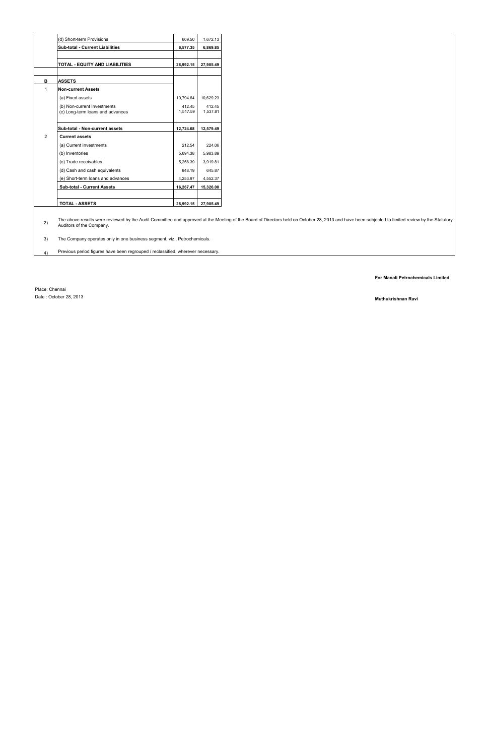| | | | |
|---|---|---|---|
| | (d) Short-term Provisions | 609.50 | 1,672.13 |
| | **Sub-total - Current Liabilities** | **6,577.35** | **6,869.85** |
| | | | |
| | **TOTAL - EQUITY AND LIABILITIES** | **28,992.15** | **27,905.49** |
| | | | |
| **B** | **ASSETS** | | |
| 1 | **Non-current Assets** | | |
| | (a) Fixed assets | 10,794.64 | 10,629.23 |
| | (b) Non-current Investments | 412.45 | 412.45 |
| | (c) Long-term loans and advances | 1,517.59 | 1,537.81 |
| | | | |
| | **Sub-total - Non-current assets** | **12,724.68** | **12,579.49** |
| 2 | **Current assets** | | |
| | (a) Current investments | 212.54 | 224.06 |
| | (b) Inventories | 5,694.38 | 5,983.89 |
| | (c) Trade receivables | 5,258.39 | 3,919.81 |
| | (d) Cash and cash equivalents | 848.19 | 645.87 |
| | (e) Short-term loans and advances | 4,253.97 | 4,552.37 |
| | **Sub-total - Current Assets** | **16,267.47** | **15,326.00** |
| | | | |
| | **TOTAL - ASSETS** | **28,992.15** | **27,905.49** |

2) The above results were reviewed by the Audit Committee and approved at the Meeting of the Board of Directors held on October 28, 2013 and have been subjected to limited review by the Statutory Auditors of the Company.

3) The Company operates only in one business segment, viz., Petrochemicals.

4) Previous period figures have been regrouped / reclassified, wherever necessary.

**For Manali Petrochemicals Limited**

Place: Chennai

Date : October 28, 2013

**Muthukrishnan Ravi**